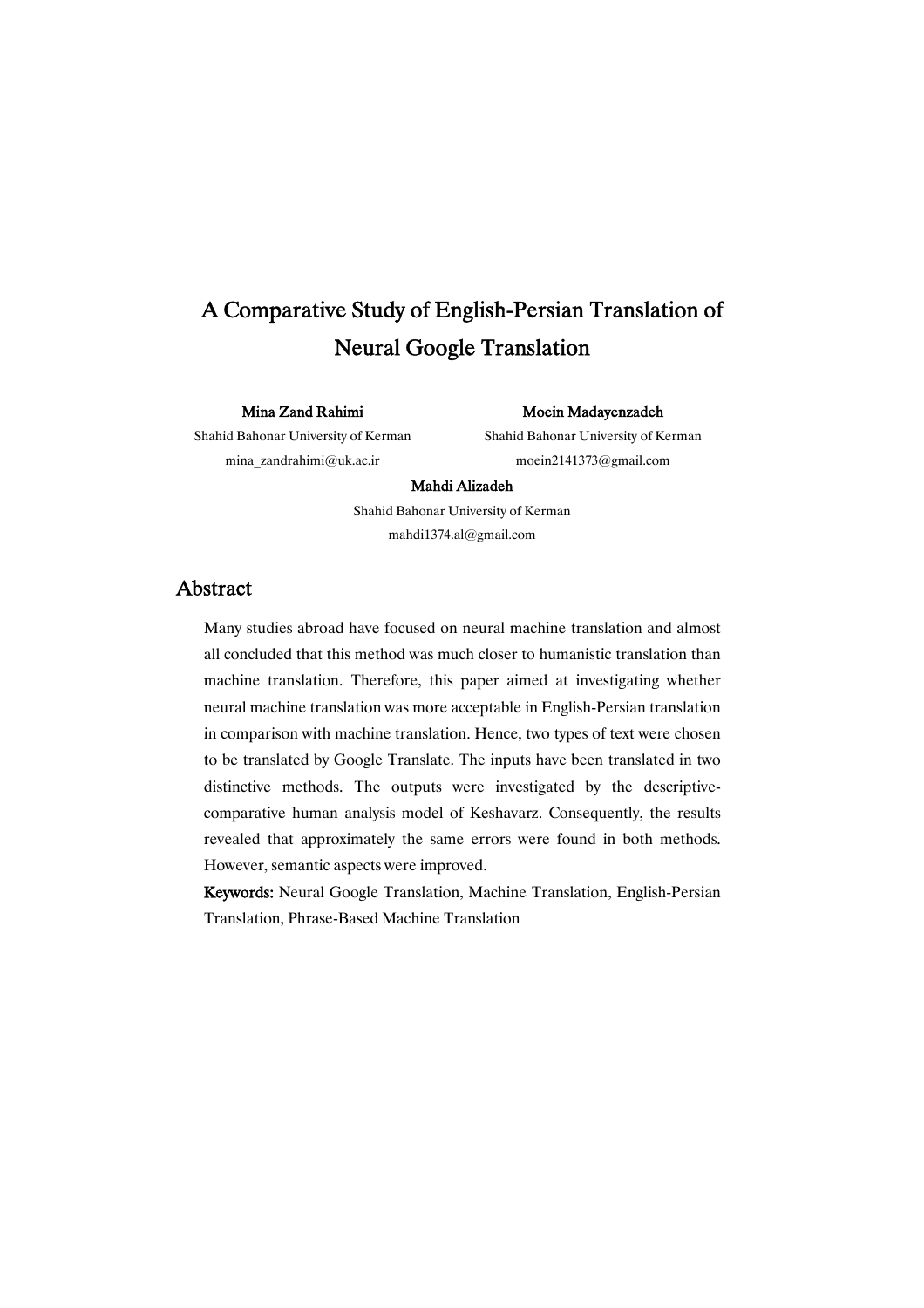# A Comparative Study of English-Persian Translation of Neural Google Translation

**Mina Zand Rahimi**
Shahid Bahonar University of Kerman
mina_zandrahimi@uk.ac.ir

**Moein Madayenzadeh**
Shahid Bahonar University of Kerman
moein2141373@gmail.com

**Mahdi Alizadeh**
Shahid Bahonar University of Kerman
mahdi1374.al@gmail.com

## Abstract

Many studies abroad have focused on neural machine translation and almost all concluded that this method was much closer to humanistic translation than machine translation. Therefore, this paper aimed at investigating whether neural machine translation was more acceptable in English-Persian translation in comparison with machine translation. Hence, two types of text were chosen to be translated by Google Translate. The inputs have been translated in two distinctive methods. The outputs were investigated by the descriptive-comparative human analysis model of Keshavarz. Consequently, the results revealed that approximately the same errors were found in both methods. However, semantic aspects were improved.

**Keywords:** Neural Google Translation, Machine Translation, English-Persian Translation, Phrase-Based Machine Translation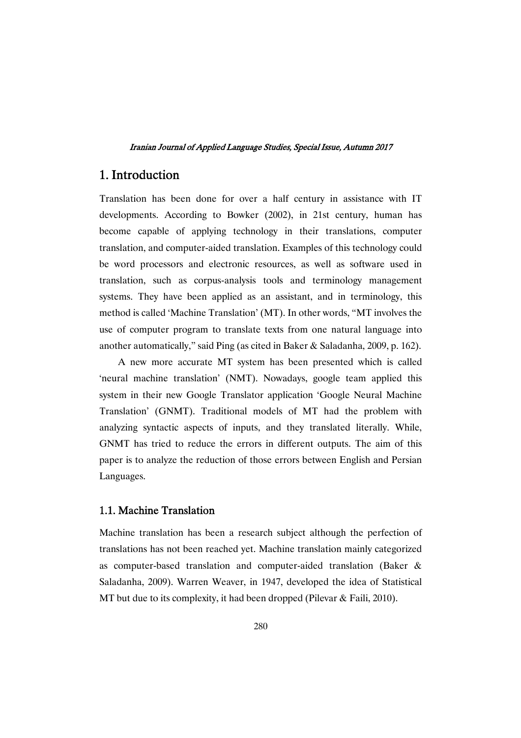# 1. Introduction

Translation has been done for over a half century in assistance with IT developments. According to Bowker (2002), in 21st century, human has become capable of applying technology in their translations, computer translation, and computer-aided translation. Examples of this technology could be word processors and electronic resources, as well as software used in translation, such as corpus-analysis tools and terminology management systems. They have been applied as an assistant, and in terminology, this method is called 'Machine Translation' (MT). In other words, "MT involves the use of computer program to translate texts from one natural language into another automatically," said Ping (as cited in Baker & Saladanha, 2009, p. 162).

A new more accurate MT system has been presented which is called 'neural machine translation' (NMT). Nowadays, google team applied this system in their new Google Translator application 'Google Neural Machine Translation' (GNMT). Traditional models of MT had the problem with analyzing syntactic aspects of inputs, and they translated literally. While, GNMT has tried to reduce the errors in different outputs. The aim of this paper is to analyze the reduction of those errors between English and Persian Languages.

## 1.1. Machine Translation

Machine translation has been a research subject although the perfection of translations has not been reached yet. Machine translation mainly categorized as computer-based translation and computer-aided translation (Baker & Saladanha, 2009). Warren Weaver, in 1947, developed the idea of Statistical MT but due to its complexity, it had been dropped (Pilevar & Faili, 2010).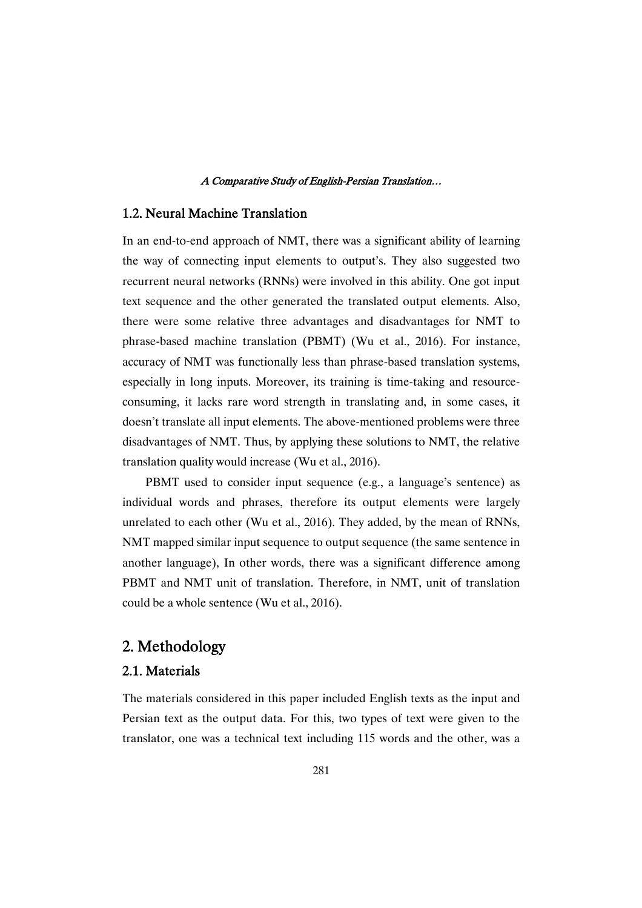### 1.2. Neural Machine Translation

In an end-to-end approach of NMT, there was a significant ability of learning the way of connecting input elements to output's. They also suggested two recurrent neural networks (RNNs) were involved in this ability. One got input text sequence and the other generated the translated output elements. Also, there were some relative three advantages and disadvantages for NMT to phrase-based machine translation (PBMT) (Wu et al., 2016). For instance, accuracy of NMT was functionally less than phrase-based translation systems, especially in long inputs. Moreover, its training is time-taking and resource-consuming, it lacks rare word strength in translating and, in some cases, it doesn't translate all input elements. The above-mentioned problems were three disadvantages of NMT. Thus, by applying these solutions to NMT, the relative translation quality would increase (Wu et al., 2016).

PBMT used to consider input sequence (e.g., a language's sentence) as individual words and phrases, therefore its output elements were largely unrelated to each other (Wu et al., 2016). They added, by the mean of RNNs, NMT mapped similar input sequence to output sequence (the same sentence in another language), In other words, there was a significant difference among PBMT and NMT unit of translation. Therefore, in NMT, unit of translation could be a whole sentence (Wu et al., 2016).

## 2. Methodology

### 2.1. Materials

The materials considered in this paper included English texts as the input and Persian text as the output data. For this, two types of text were given to the translator, one was a technical text including 115 words and the other, was a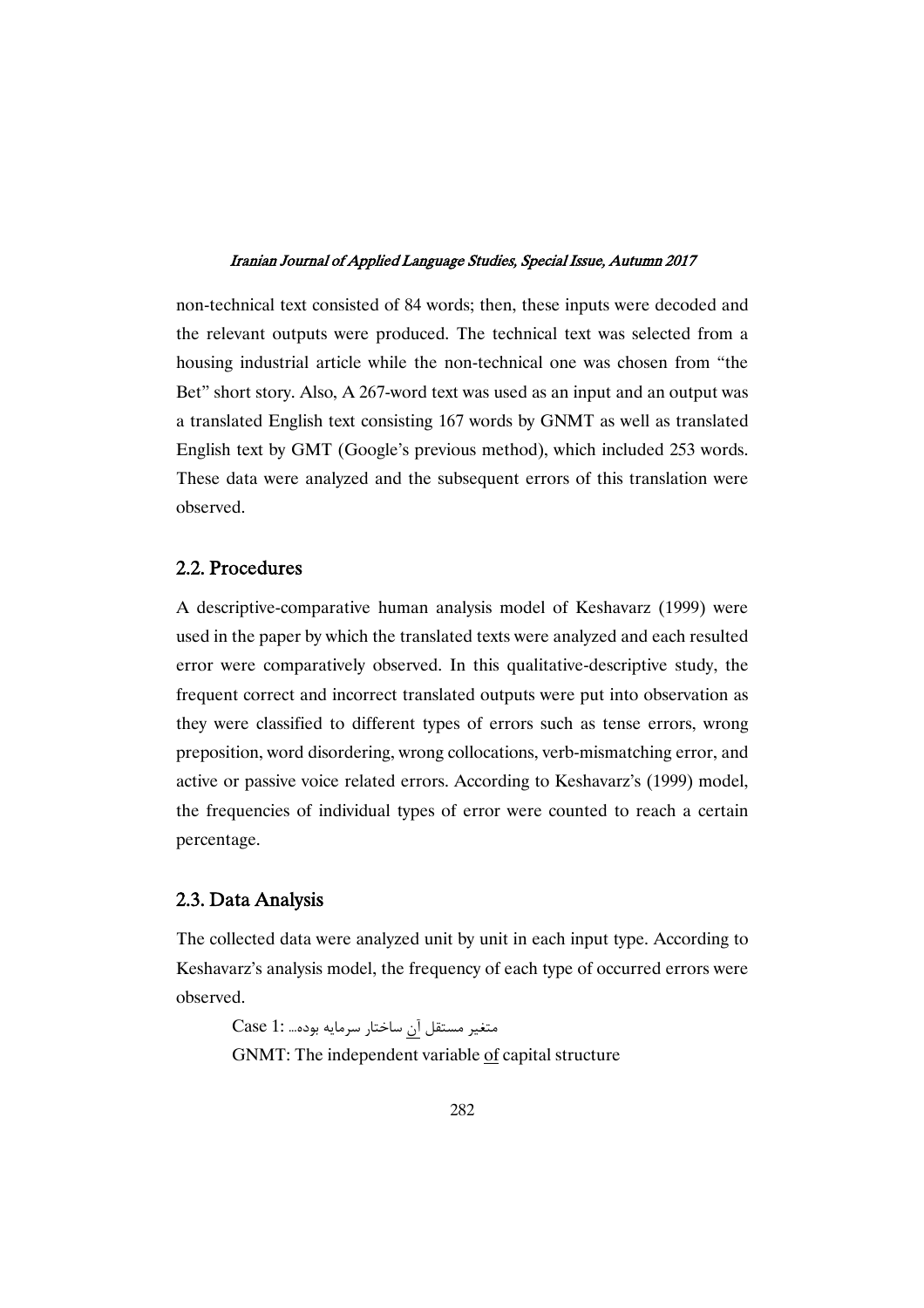non-technical text consisted of 84 words; then, these inputs were decoded and the relevant outputs were produced. The technical text was selected from a housing industrial article while the non-technical one was chosen from "the Bet" short story. Also, A 267-word text was used as an input and an output was a translated English text consisting 167 words by GNMT as well as translated English text by GMT (Google's previous method), which included 253 words. These data were analyzed and the subsequent errors of this translation were observed.

## 2.2. Procedures

A descriptive-comparative human analysis model of Keshavarz (1999) were used in the paper by which the translated texts were analyzed and each resulted error were comparatively observed. In this qualitative-descriptive study, the frequent correct and incorrect translated outputs were put into observation as they were classified to different types of errors such as tense errors, wrong preposition, word disordering, wrong collocations, verb-mismatching error, and active or passive voice related errors. According to Keshavarz's (1999) model, the frequencies of individual types of error were counted to reach a certain percentage.

## 2.3. Data Analysis

The collected data were analyzed unit by unit in each input type. According to Keshavarz's analysis model, the frequency of each type of occurred errors were observed.

Case 1: متغیر مستقل <u>آن</u> ساختار سرمایه بوده...

GNMT: The independent variable <u>of</u> capital structure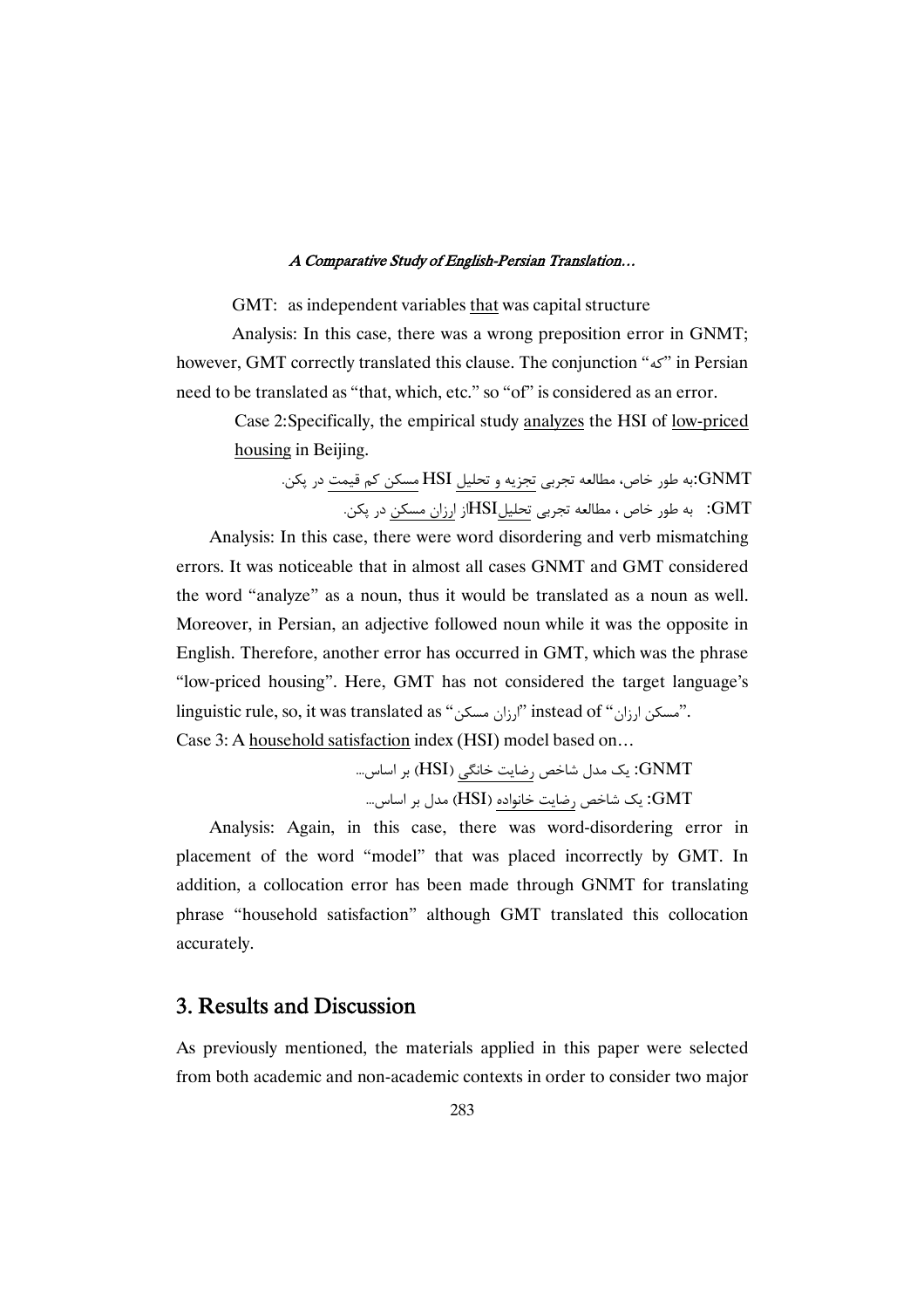GMT: as independent variables that was capital structure

Analysis: In this case, there was a wrong preposition error in GNMT; however, GMT correctly translated this clause. The conjunction "که" in Persian need to be translated as "that, which, etc." so "of" is considered as an error.

Case 2: Specifically, the empirical study analyzes the HSI of low-priced housing in Beijing.

GNMT:به طور خاص، مطالعه تجربی تجزیه و تحلیل HSI مسکن کم قیمت در پکن.

GMT: به طور خاص ، مطالعه تجربی تحلیلHSIاز ارزان مسکن در پکن.

Analysis: In this case, there were word disordering and verb mismatching errors. It was noticeable that in almost all cases GNMT and GMT considered the word "analyze" as a noun, thus it would be translated as a noun as well. Moreover, in Persian, an adjective followed noun while it was the opposite in English. Therefore, another error has occurred in GMT, which was the phrase "low-priced housing". Here, GMT has not considered the target language's linguistic rule, so, it was translated as "ارزان مسکن" instead of "مسکن ارزان".

Case 3: A household satisfaction index (HSI) model based on…

GNMT: یک مدل شاخص رضایت خانگی (HSI) بر اساس...

GMT: یک شاخص رضایت خانواده (HSI) مدل بر اساس...

Analysis: Again, in this case, there was word-disordering error in placement of the word "model" that was placed incorrectly by GMT. In addition, a collocation error has been made through GNMT for translating phrase "household satisfaction" although GMT translated this collocation accurately.

## 3. Results and Discussion

As previously mentioned, the materials applied in this paper were selected from both academic and non-academic contexts in order to consider two major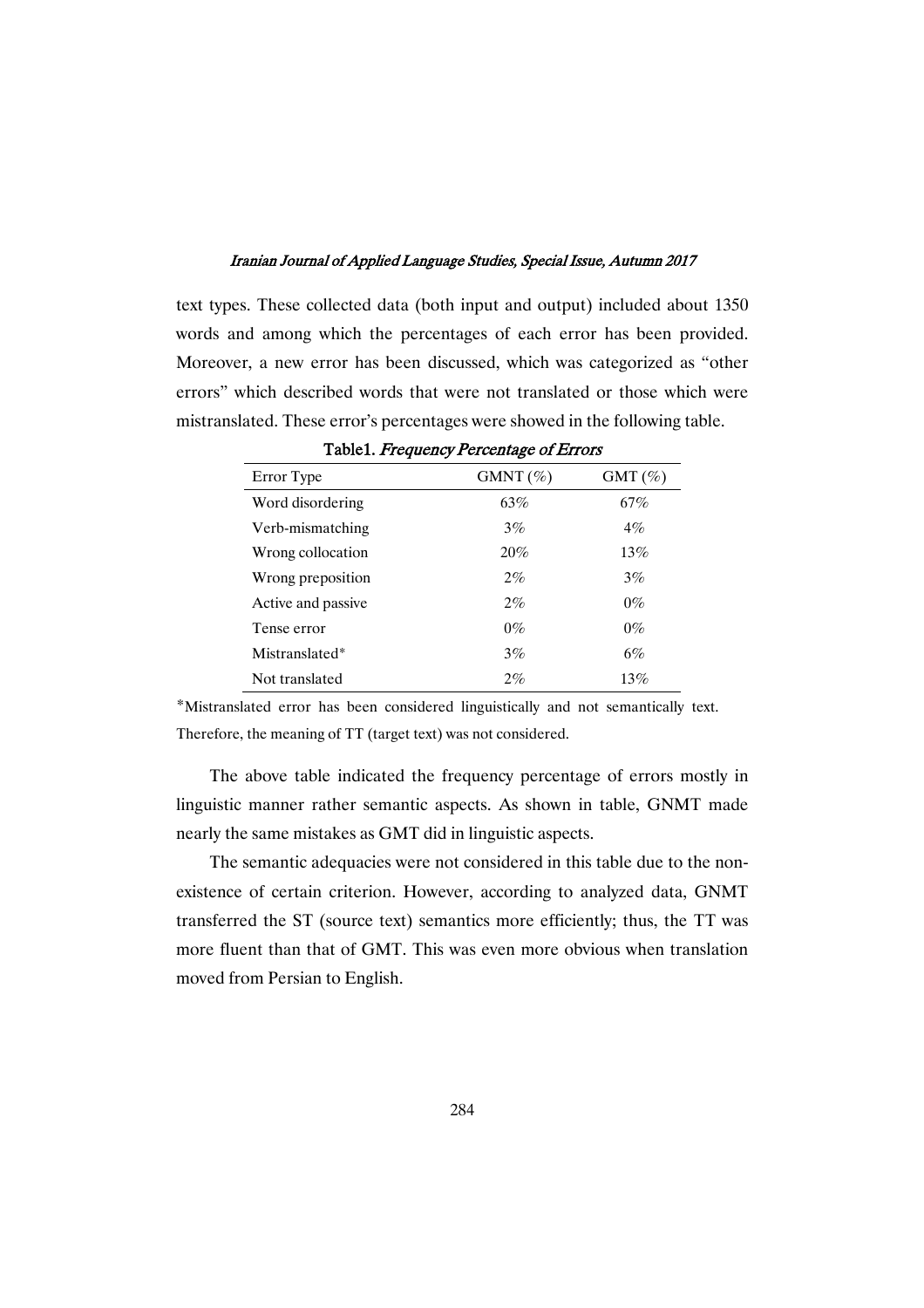text types. These collected data (both input and output) included about 1350 words and among which the percentages of each error has been provided. Moreover, a new error has been discussed, which was categorized as "other errors" which described words that were not translated or those which were mistranslated. These error's percentages were showed in the following table.

Table1. *Frequency Percentage of Errors*

| Error Type | GMNT (%) | GMT (%) |
|---|---|---|
| Word disordering | 63% | 67% |
| Verb-mismatching | 3% | 4% |
| Wrong collocation | 20% | 13% |
| Wrong preposition | 2% | 3% |
| Active and passive | 2% | 0% |
| Tense error | 0% | 0% |
| Mistranslated* | 3% | 6% |
| Not translated | 2% | 13% |

*Mistranslated error has been considered linguistically and not semantically text. Therefore, the meaning of TT (target text) was not considered.

The above table indicated the frequency percentage of errors mostly in linguistic manner rather semantic aspects. As shown in table, GNMT made nearly the same mistakes as GMT did in linguistic aspects.

The semantic adequacies were not considered in this table due to the non-existence of certain criterion. However, according to analyzed data, GNMT transferred the ST (source text) semantics more efficiently; thus, the TT was more fluent than that of GMT. This was even more obvious when translation moved from Persian to English.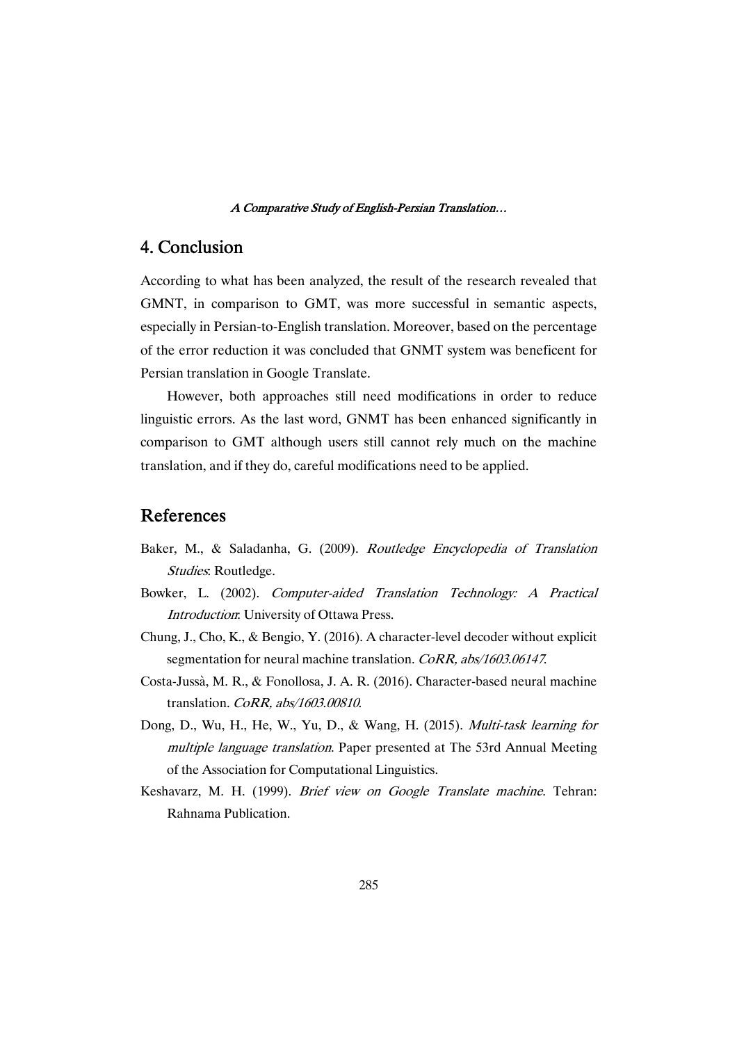## 4. Conclusion

According to what has been analyzed, the result of the research revealed that GMNT, in comparison to GMT, was more successful in semantic aspects, especially in Persian-to-English translation. Moreover, based on the percentage of the error reduction it was concluded that GNMT system was beneficent for Persian translation in Google Translate.

However, both approaches still need modifications in order to reduce linguistic errors. As the last word, GNMT has been enhanced significantly in comparison to GMT although users still cannot rely much on the machine translation, and if they do, careful modifications need to be applied.

## References

Baker, M., & Saladanha, G. (2009). *Routledge Encyclopedia of Translation Studies*: Routledge.

Bowker, L. (2002). *Computer-aided Translation Technology: A Practical Introduction*: University of Ottawa Press.

Chung, J., Cho, K., & Bengio, Y. (2016). A character-level decoder without explicit segmentation for neural machine translation. *CoRR, abs/1603.06147*.

Costa-Jussà, M. R., & Fonollosa, J. A. R. (2016). Character-based neural machine translation. *CoRR, abs/1603.00810*.

Dong, D., Wu, H., He, W., Yu, D., & Wang, H. (2015). *Multi-task learning for multiple language translation*. Paper presented at The 53rd Annual Meeting of the Association for Computational Linguistics.

Keshavarz, M. H. (1999). *Brief view on Google Translate machine*. Tehran: Rahnama Publication.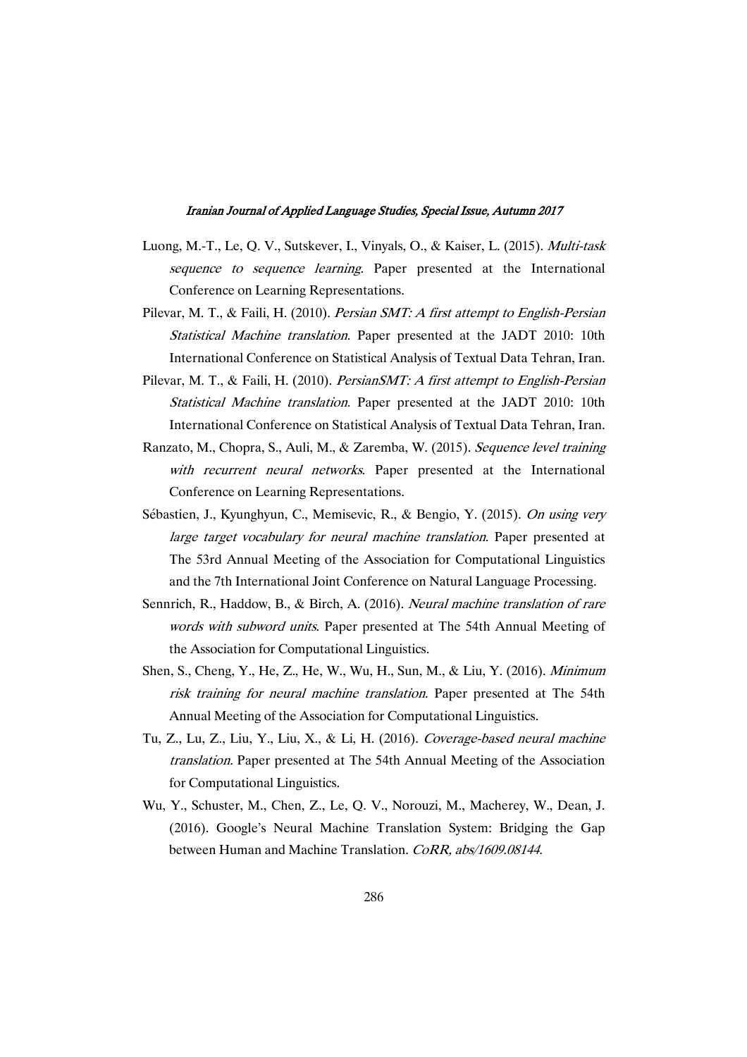Luong, M.-T., Le, Q. V., Sutskever, I., Vinyals, O., & Kaiser, L. (2015). *Multi-task sequence to sequence learning*. Paper presented at the International Conference on Learning Representations.

Pilevar, M. T., & Faili, H. (2010). *Persian SMT: A first attempt to English-Persian Statistical Machine translation*. Paper presented at the JADT 2010: 10th International Conference on Statistical Analysis of Textual Data Tehran, Iran.

Pilevar, M. T., & Faili, H. (2010). *PersianSMT: A first attempt to English-Persian Statistical Machine translation*. Paper presented at the JADT 2010: 10th International Conference on Statistical Analysis of Textual Data Tehran, Iran.

Ranzato, M., Chopra, S., Auli, M., & Zaremba, W. (2015). *Sequence level training with recurrent neural networks*. Paper presented at the International Conference on Learning Representations.

Sébastien, J., Kyunghyun, C., Memisevic, R., & Bengio, Y. (2015). *On using very large target vocabulary for neural machine translation*. Paper presented at The 53rd Annual Meeting of the Association for Computational Linguistics and the 7th International Joint Conference on Natural Language Processing.

Sennrich, R., Haddow, B., & Birch, A. (2016). *Neural machine translation of rare words with subword units*. Paper presented at The 54th Annual Meeting of the Association for Computational Linguistics.

Shen, S., Cheng, Y., He, Z., He, W., Wu, H., Sun, M., & Liu, Y. (2016). *Minimum risk training for neural machine translation*. Paper presented at The 54th Annual Meeting of the Association for Computational Linguistics.

Tu, Z., Lu, Z., Liu, Y., Liu, X., & Li, H. (2016). *Coverage-based neural machine translation*. Paper presented at The 54th Annual Meeting of the Association for Computational Linguistics.

Wu, Y., Schuster, M., Chen, Z., Le, Q. V., Norouzi, M., Macherey, W., Dean, J. (2016). Google's Neural Machine Translation System: Bridging the Gap between Human and Machine Translation. *CoRR, abs/1609.08144*.